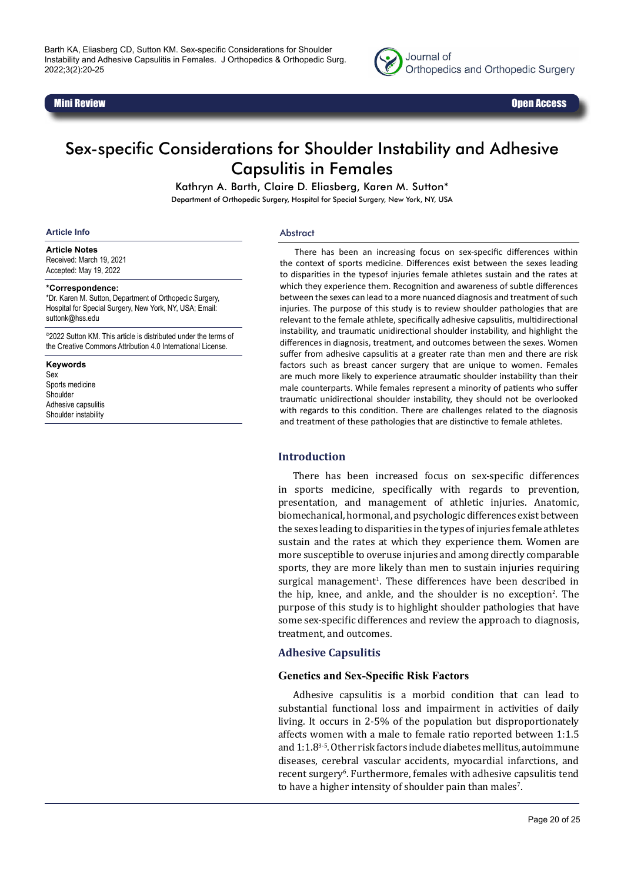Mini Review

Open Access

# Sex-specific Considerations for Shoulder Instability and Adhesive Capsulitis in Females

Kathryn A. Barth, Claire D. Eliasberg, Karen M. Sutton*

Department of Orthopedic Surgery, Hospital for Special Surgery, New York, NY, USA

### Article Info

**Article Notes**
Received: March 19, 2021
Accepted: May 19, 2022

**\*Correspondence:**
*Dr. Karen M. Sutton, Department of Orthopedic Surgery, Hospital for Special Surgery, New York, NY, USA; Email: suttonk@hss.edu

©2022 Sutton KM. This article is distributed under the terms of the Creative Commons Attribution 4.0 International License.

**Keywords**
Sex
Sports medicine
Shoulder
Adhesive capsulitis
Shoulder instability

### Abstract

There has been an increasing focus on sex-specific differences within the context of sports medicine. Differences exist between the sexes leading to disparities in the typesof injuries female athletes sustain and the rates at which they experience them. Recognition and awareness of subtle differences between the sexes can lead to a more nuanced diagnosis and treatment of such injuries. The purpose of this study is to review shoulder pathologies that are relevant to the female athlete, specifically adhesive capsulitis, multidirectional instability, and traumatic unidirectional shoulder instability, and highlight the differences in diagnosis, treatment, and outcomes between the sexes. Women suffer from adhesive capsulitis at a greater rate than men and there are risk factors such as breast cancer surgery that are unique to women. Females are much more likely to experience atraumatic shoulder instability than their male counterparts. While females represent a minority of patients who suffer traumatic unidirectional shoulder instability, they should not be overlooked with regards to this condition. There are challenges related to the diagnosis and treatment of these pathologies that are distinctive to female athletes.

## Introduction

There has been increased focus on sex-specific differences in sports medicine, specifically with regards to prevention, presentation, and management of athletic injuries. Anatomic, biomechanical, hormonal, and psychologic differences exist between the sexes leading to disparities in the types of injuries female athletes sustain and the rates at which they experience them. Women are more susceptible to overuse injuries and among directly comparable sports, they are more likely than men to sustain injuries requiring surgical management[1]. These differences have been described in the hip, knee, and ankle, and the shoulder is no exception[2]. The purpose of this study is to highlight shoulder pathologies that have some sex-specific differences and review the approach to diagnosis, treatment, and outcomes.

## Adhesive Capsulitis

### Genetics and Sex-Specific Risk Factors

Adhesive capsulitis is a morbid condition that can lead to substantial functional loss and impairment in activities of daily living. It occurs in 2-5% of the population but disproportionately affects women with a male to female ratio reported between 1:1.5 and 1:1.8[3-5]. Other risk factors include diabetes mellitus, autoimmune diseases, cerebral vascular accidents, myocardial infarctions, and recent surgery[6]. Furthermore, females with adhesive capsulitis tend to have a higher intensity of shoulder pain than males[7].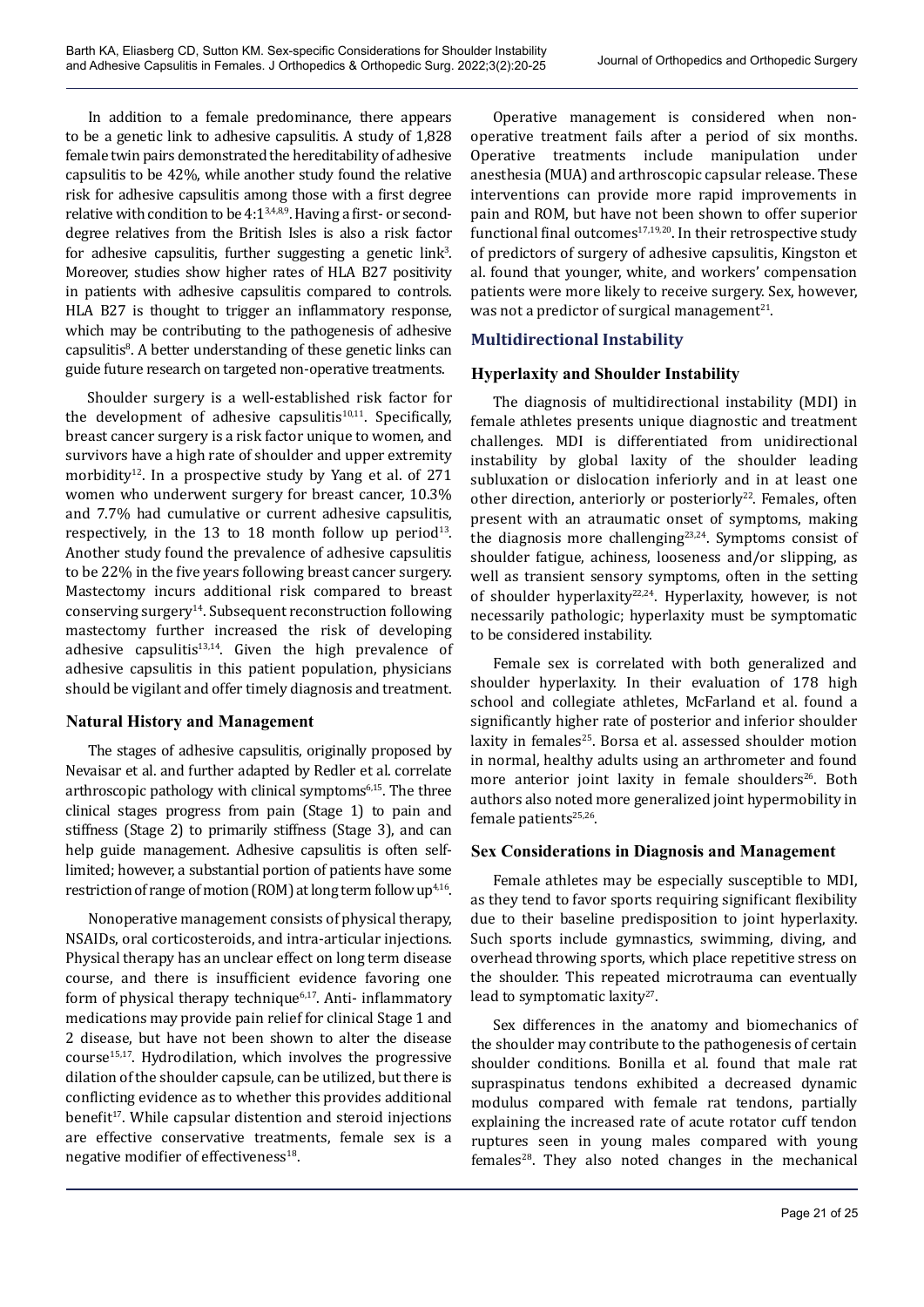In addition to a female predominance, there appears to be a genetic link to adhesive capsulitis. A study of 1,828 female twin pairs demonstrated the hereditability of adhesive capsulitis to be 42%, while another study found the relative risk for adhesive capsulitis among those with a first degree relative with condition to be 4:1[3,4,8,9]. Having a first- or second-degree relatives from the British Isles is also a risk factor for adhesive capsulitis, further suggesting a genetic link[3]. Moreover, studies show higher rates of HLA B27 positivity in patients with adhesive capsulitis compared to controls. HLA B27 is thought to trigger an inflammatory response, which may be contributing to the pathogenesis of adhesive capsulitis[8]. A better understanding of these genetic links can guide future research on targeted non-operative treatments.

Shoulder surgery is a well-established risk factor for the development of adhesive capsulitis[10,11]. Specifically, breast cancer surgery is a risk factor unique to women, and survivors have a high rate of shoulder and upper extremity morbidity[12]. In a prospective study by Yang et al. of 271 women who underwent surgery for breast cancer, 10.3% and 7.7% had cumulative or current adhesive capsulitis, respectively, in the 13 to 18 month follow up period[13]. Another study found the prevalence of adhesive capsulitis to be 22% in the five years following breast cancer surgery. Mastectomy incurs additional risk compared to breast conserving surgery[14]. Subsequent reconstruction following mastectomy further increased the risk of developing adhesive capsulitis[13,14]. Given the high prevalence of adhesive capsulitis in this patient population, physicians should be vigilant and offer timely diagnosis and treatment.

### Natural History and Management

The stages of adhesive capsulitis, originally proposed by Nevaisar et al. and further adapted by Redler et al. correlate arthroscopic pathology with clinical symptoms[6,15]. The three clinical stages progress from pain (Stage 1) to pain and stiffness (Stage 2) to primarily stiffness (Stage 3), and can help guide management. Adhesive capsulitis is often self-limited; however, a substantial portion of patients have some restriction of range of motion (ROM) at long term follow up[4,16].

Nonoperative management consists of physical therapy, NSAIDs, oral corticosteroids, and intra-articular injections. Physical therapy has an unclear effect on long term disease course, and there is insufficient evidence favoring one form of physical therapy technique[6,17]. Anti- inflammatory medications may provide pain relief for clinical Stage 1 and 2 disease, but have not been shown to alter the disease course[15,17]. Hydrodilation, which involves the progressive dilation of the shoulder capsule, can be utilized, but there is conflicting evidence as to whether this provides additional benefit[17]. While capsular distention and steroid injections are effective conservative treatments, female sex is a negative modifier of effectiveness[18].

Operative management is considered when non-operative treatment fails after a period of six months. Operative treatments include manipulation under anesthesia (MUA) and arthroscopic capsular release. These interventions can provide more rapid improvements in pain and ROM, but have not been shown to offer superior functional final outcomes[17,19,20]. In their retrospective study of predictors of surgery of adhesive capsulitis, Kingston et al. found that younger, white, and workers' compensation patients were more likely to receive surgery. Sex, however, was not a predictor of surgical management[21].

## Multidirectional Instability

### Hyperlaxity and Shoulder Instability

The diagnosis of multidirectional instability (MDI) in female athletes presents unique diagnostic and treatment challenges. MDI is differentiated from unidirectional instability by global laxity of the shoulder leading subluxation or dislocation inferiorly and in at least one other direction, anteriorly or posteriorly[22]. Females, often present with an atraumatic onset of symptoms, making the diagnosis more challenging[23,24]. Symptoms consist of shoulder fatigue, achiness, looseness and/or slipping, as well as transient sensory symptoms, often in the setting of shoulder hyperlaxity[22,24]. Hyperlaxity, however, is not necessarily pathologic; hyperlaxity must be symptomatic to be considered instability.

Female sex is correlated with both generalized and shoulder hyperlaxity. In their evaluation of 178 high school and collegiate athletes, McFarland et al. found a significantly higher rate of posterior and inferior shoulder laxity in females[25]. Borsa et al. assessed shoulder motion in normal, healthy adults using an arthrometer and found more anterior joint laxity in female shoulders[26]. Both authors also noted more generalized joint hypermobility in female patients[25,26].

### Sex Considerations in Diagnosis and Management

Female athletes may be especially susceptible to MDI, as they tend to favor sports requiring significant flexibility due to their baseline predisposition to joint hyperlaxity. Such sports include gymnastics, swimming, diving, and overhead throwing sports, which place repetitive stress on the shoulder. This repeated microtrauma can eventually lead to symptomatic laxity[27].

Sex differences in the anatomy and biomechanics of the shoulder may contribute to the pathogenesis of certain shoulder conditions. Bonilla et al. found that male rat supraspinatus tendons exhibited a decreased dynamic modulus compared with female rat tendons, partially explaining the increased rate of acute rotator cuff tendon ruptures seen in young males compared with young females[28]. They also noted changes in the mechanical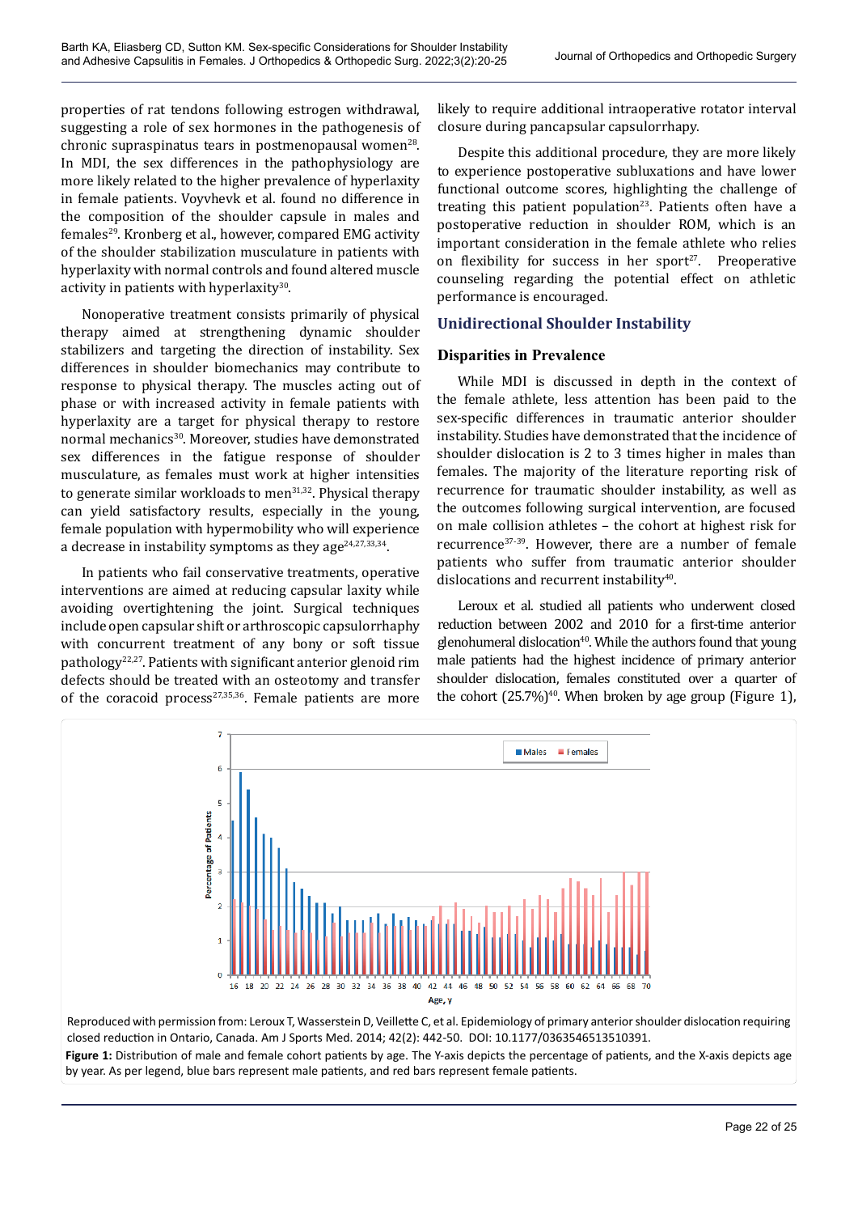properties of rat tendons following estrogen withdrawal, suggesting a role of sex hormones in the pathogenesis of chronic supraspinatus tears in postmenopausal women[28]. In MDI, the sex differences in the pathophysiology are more likely related to the higher prevalence of hyperlaxity in female patients. Voyvhevk et al. found no difference in the composition of the shoulder capsule in males and females[29]. Kronberg et al., however, compared EMG activity of the shoulder stabilization musculature in patients with hyperlaxity with normal controls and found altered muscle activity in patients with hyperlaxity[30].

Nonoperative treatment consists primarily of physical therapy aimed at strengthening dynamic shoulder stabilizers and targeting the direction of instability. Sex differences in shoulder biomechanics may contribute to response to physical therapy. The muscles acting out of phase or with increased activity in female patients with hyperlaxity are a target for physical therapy to restore normal mechanics[30]. Moreover, studies have demonstrated sex differences in the fatigue response of shoulder musculature, as females must work at higher intensities to generate similar workloads to men[31,32]. Physical therapy can yield satisfactory results, especially in the young, female population with hypermobility who will experience a decrease in instability symptoms as they age[24,27,33,34].

In patients who fail conservative treatments, operative interventions are aimed at reducing capsular laxity while avoiding overtightening the joint. Surgical techniques include open capsular shift or arthroscopic capsulorrhaphy with concurrent treatment of any bony or soft tissue pathology[22,27]. Patients with significant anterior glenoid rim defects should be treated with an osteotomy and transfer of the coracoid process[27,35,36]. Female patients are more likely to require additional intraoperative rotator interval closure during pancapsular capsulorrhapy.

Despite this additional procedure, they are more likely to experience postoperative subluxations and have lower functional outcome scores, highlighting the challenge of treating this patient population[23]. Patients often have a postoperative reduction in shoulder ROM, which is an important consideration in the female athlete who relies on flexibility for success in her sport[27]. Preoperative counseling regarding the potential effect on athletic performance is encouraged.

## Unidirectional Shoulder Instability

### Disparities in Prevalence

While MDI is discussed in depth in the context of the female athlete, less attention has been paid to the sex-specific differences in traumatic anterior shoulder instability. Studies have demonstrated that the incidence of shoulder dislocation is 2 to 3 times higher in males than females. The majority of the literature reporting risk of recurrence for traumatic shoulder instability, as well as the outcomes following surgical intervention, are focused on male collision athletes – the cohort at highest risk for recurrence[37-39]. However, there are a number of female patients who suffer from traumatic anterior shoulder dislocations and recurrent instability[40].

Leroux et al. studied all patients who underwent closed reduction between 2002 and 2010 for a first-time anterior glenohumeral dislocation[40]. While the authors found that young male patients had the highest incidence of primary anterior shoulder dislocation, females constituted over a quarter of the cohort (25.7%)[40]. When broken by age group (Figure 1),

Reproduced with permission from: Leroux T, Wasserstein D, Veillette C, et al. Epidemiology of primary anterior shoulder dislocation requiring closed reduction in Ontario, Canada. Am J Sports Med. 2014; 42(2): 442-50. DOI: 10.1177/0363546513510391.

**Figure 1:** Distribution of male and female cohort patients by age. The Y-axis depicts the percentage of patients, and the X-axis depicts age by year. As per legend, blue bars represent male patients, and red bars represent female patients.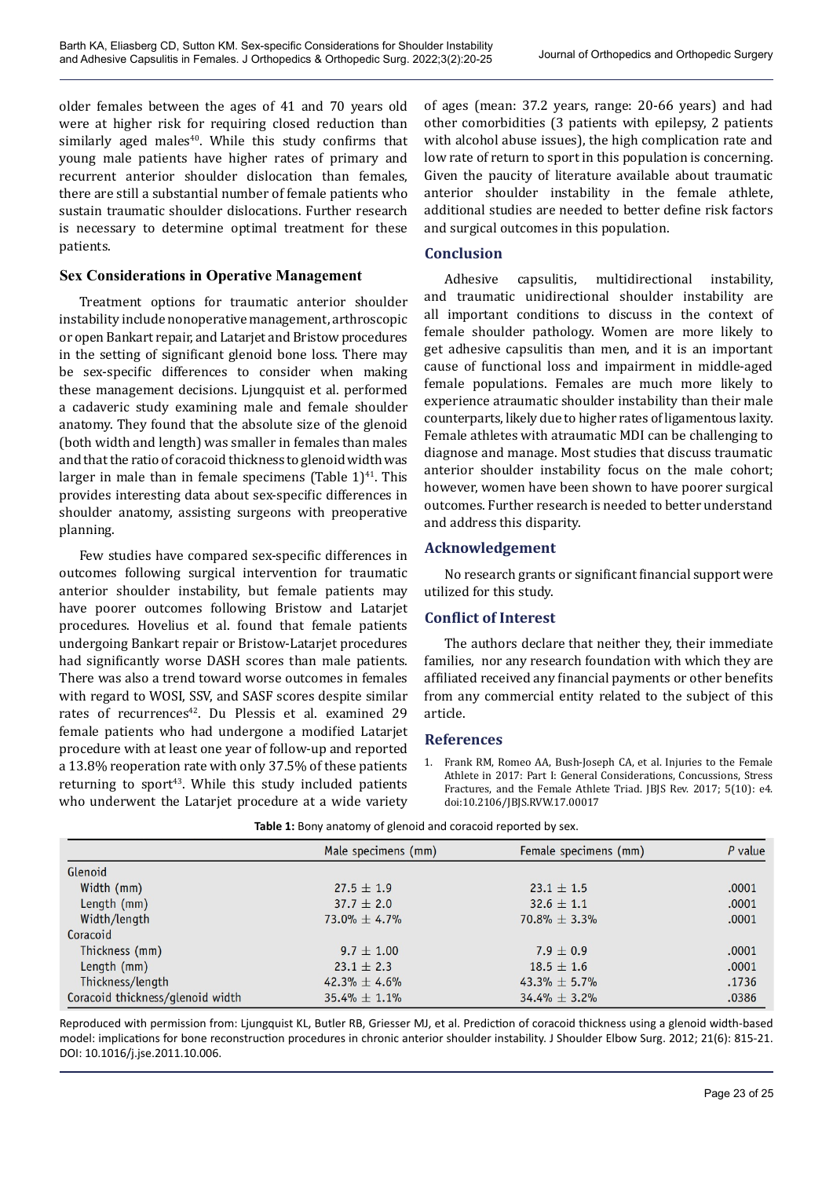older females between the ages of 41 and 70 years old were at higher risk for requiring closed reduction than similarly aged males[40]. While this study confirms that young male patients have higher rates of primary and recurrent anterior shoulder dislocation than females, there are still a substantial number of female patients who sustain traumatic shoulder dislocations. Further research is necessary to determine optimal treatment for these patients.

## Sex Considerations in Operative Management

Treatment options for traumatic anterior shoulder instability include nonoperative management, arthroscopic or open Bankart repair, and Latarjet and Bristow procedures in the setting of significant glenoid bone loss. There may be sex-specific differences to consider when making these management decisions. Ljungquist et al. performed a cadaveric study examining male and female shoulder anatomy. They found that the absolute size of the glenoid (both width and length) was smaller in females than males and that the ratio of coracoid thickness to glenoid width was larger in male than in female specimens (Table 1)[41]. This provides interesting data about sex-specific differences in shoulder anatomy, assisting surgeons with preoperative planning.

Few studies have compared sex-specific differences in outcomes following surgical intervention for traumatic anterior shoulder instability, but female patients may have poorer outcomes following Bristow and Latarjet procedures. Hovelius et al. found that female patients undergoing Bankart repair or Bristow-Latarjet procedures had significantly worse DASH scores than male patients. There was also a trend toward worse outcomes in females with regard to WOSI, SSV, and SASF scores despite similar rates of recurrences[42]. Du Plessis et al. examined 29 female patients who had undergone a modified Latarjet procedure with at least one year of follow-up and reported a 13.8% reoperation rate with only 37.5% of these patients returning to sport[43]. While this study included patients who underwent the Latarjet procedure at a wide variety of ages (mean: 37.2 years, range: 20-66 years) and had other comorbidities (3 patients with epilepsy, 2 patients with alcohol abuse issues), the high complication rate and low rate of return to sport in this population is concerning. Given the paucity of literature available about traumatic anterior shoulder instability in the female athlete, additional studies are needed to better define risk factors and surgical outcomes in this population.

## Conclusion

Adhesive capsulitis, multidirectional instability, and traumatic unidirectional shoulder instability are all important conditions to discuss in the context of female shoulder pathology. Women are more likely to get adhesive capsulitis than men, and it is an important cause of functional loss and impairment in middle-aged female populations. Females are much more likely to experience atraumatic shoulder instability than their male counterparts, likely due to higher rates of ligamentous laxity. Female athletes with atraumatic MDI can be challenging to diagnose and manage. Most studies that discuss traumatic anterior shoulder instability focus on the male cohort; however, women have been shown to have poorer surgical outcomes. Further research is needed to better understand and address this disparity.

## Acknowledgement

No research grants or significant financial support were utilized for this study.

## Conflict of Interest

The authors declare that neither they, their immediate families, nor any research foundation with which they are affiliated received any financial payments or other benefits from any commercial entity related to the subject of this article.

## References

1. Frank RM, Romeo AA, Bush-Joseph CA, et al. Injuries to the Female Athlete in 2017: Part I: General Considerations, Concussions, Stress Fractures, and the Female Athlete Triad. JBJS Rev. 2017; 5(10): e4. doi:10.2106/JBJS.RVW.17.00017

**Table 1:** Bony anatomy of glenoid and coracoid reported by sex.

| | Male specimens (mm) | Female specimens (mm) | *P* value |
|---|---|---|---|
| Glenoid | | | |
| Width (mm) | 27.5 ± 1.9 | 23.1 ± 1.5 | .0001 |
| Length (mm) | 37.7 ± 2.0 | 32.6 ± 1.1 | .0001 |
| Width/length | 73.0% ± 4.7% | 70.8% ± 3.3% | .0001 |
| Coracoid | | | |
| Thickness (mm) | 9.7 ± 1.00 | 7.9 ± 0.9 | .0001 |
| Length (mm) | 23.1 ± 2.3 | 18.5 ± 1.6 | .0001 |
| Thickness/length | 42.3% ± 4.6% | 43.3% ± 5.7% | .1736 |
| Coracoid thickness/glenoid width | 35.4% ± 1.1% | 34.4% ± 3.2% | .0386 |

Reproduced with permission from: Ljungquist KL, Butler RB, Griesser MJ, et al. Prediction of coracoid thickness using a glenoid width-based model: implications for bone reconstruction procedures in chronic anterior shoulder instability. J Shoulder Elbow Surg. 2012; 21(6): 815-21. DOI: 10.1016/j.jse.2011.10.006.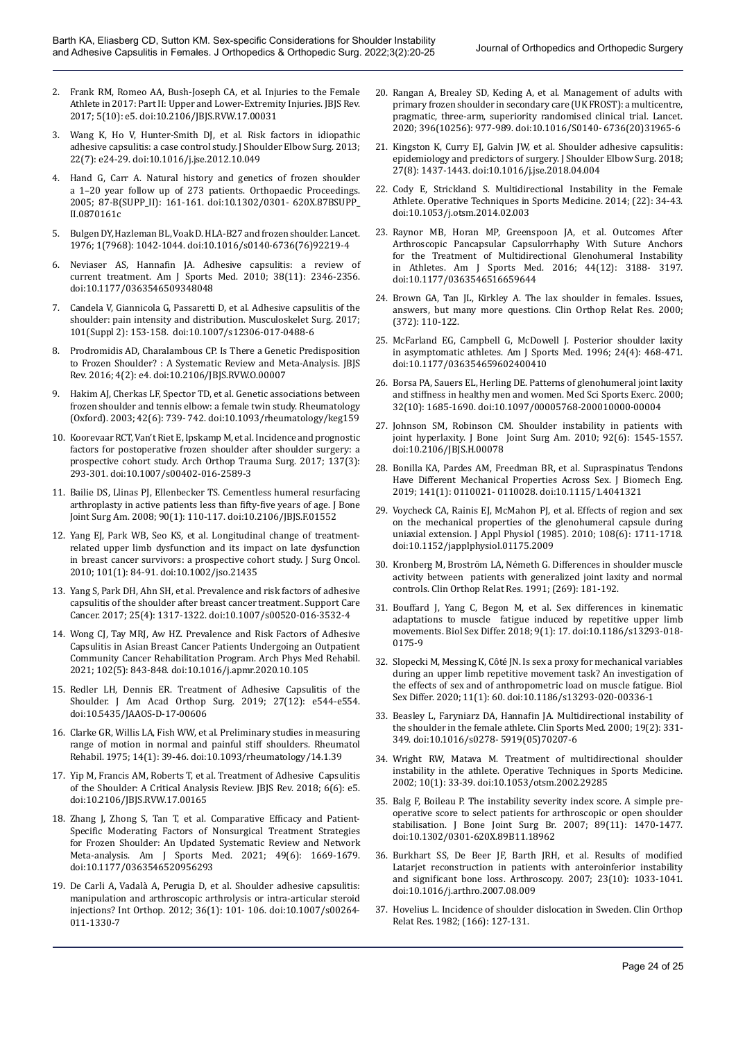2. Frank RM, Romeo AA, Bush-Joseph CA, et al. Injuries to the Female Athlete in 2017: Part II: Upper and Lower-Extremity Injuries. JBJS Rev. 2017; 5(10): e5. doi:10.2106/JBJS.RVW.17.00031

3. Wang K, Ho V, Hunter-Smith DJ, et al. Risk factors in idiopathic adhesive capsulitis: a case control study. J Shoulder Elbow Surg. 2013; 22(7): e24-29. doi:10.1016/j.jse.2012.10.049

4. Hand G, Carr A. Natural history and genetics of frozen shoulder a 1–20 year follow up of 273 patients. Orthopaedic Proceedings. 2005; 87-B(SUPP_II): 161-161. doi:10.1302/0301- 620X.87BSUPP_II.0870161c

5. Bulgen DY, Hazleman BL, Voak D. HLA-B27 and frozen shoulder. Lancet. 1976; 1(7968): 1042-1044. doi:10.1016/s0140-6736(76)92219-4

6. Neviaser AS, Hannafin JA. Adhesive capsulitis: a review of current treatment. Am J Sports Med. 2010; 38(11): 2346-2356. doi:10.1177/0363546509348048

7. Candela V, Giannicola G, Passaretti D, et al. Adhesive capsulitis of the shoulder: pain intensity and distribution. Musculoskelet Surg. 2017; 101(Suppl 2): 153-158. doi:10.1007/s12306-017-0488-6

8. Prodromidis AD, Charalambous CP. Is There a Genetic Predisposition to Frozen Shoulder? : A Systematic Review and Meta-Analysis. JBJS Rev. 2016; 4(2): e4. doi:10.2106/JBJS.RVW.O.00007

9. Hakim AJ, Cherkas LF, Spector TD, et al. Genetic associations between frozen shoulder and tennis elbow: a female twin study. Rheumatology (Oxford). 2003; 42(6): 739- 742. doi:10.1093/rheumatology/keg159

10. Koorevaar RCT, Van't Riet E, Ipskamp M, et al. Incidence and prognostic factors for postoperative frozen shoulder after shoulder surgery: a prospective cohort study. Arch Orthop Trauma Surg. 2017; 137(3): 293-301. doi:10.1007/s00402-016-2589-3

11. Bailie DS, Llinas PJ, Ellenbecker TS. Cementless humeral resurfacing arthroplasty in active patients less than fifty-five years of age. J Bone Joint Surg Am. 2008; 90(1): 110-117. doi:10.2106/JBJS.F.01552

12. Yang EJ, Park WB, Seo KS, et al. Longitudinal change of treatment-related upper limb dysfunction and its impact on late dysfunction in breast cancer survivors: a prospective cohort study. J Surg Oncol. 2010; 101(1): 84-91. doi:10.1002/jso.21435

13. Yang S, Park DH, Ahn SH, et al. Prevalence and risk factors of adhesive capsulitis of the shoulder after breast cancer treatment. Support Care Cancer. 2017; 25(4): 1317-1322. doi:10.1007/s00520-016-3532-4

14. Wong CJ, Tay MRJ, Aw HZ. Prevalence and Risk Factors of Adhesive Capsulitis in Asian Breast Cancer Patients Undergoing an Outpatient Community Cancer Rehabilitation Program. Arch Phys Med Rehabil. 2021; 102(5): 843-848. doi:10.1016/j.apmr.2020.10.105

15. Redler LH, Dennis ER. Treatment of Adhesive Capsulitis of the Shoulder. J Am Acad Orthop Surg. 2019; 27(12): e544-e554. doi:10.5435/JAAOS-D-17-00606

16. Clarke GR, Willis LA, Fish WW, et al. Preliminary studies in measuring range of motion in normal and painful stiff shoulders. Rheumatol Rehabil. 1975; 14(1): 39-46. doi:10.1093/rheumatology/14.1.39

17. Yip M, Francis AM, Roberts T, et al. Treatment of Adhesive Capsulitis of the Shoulder: A Critical Analysis Review. JBJS Rev. 2018; 6(6): e5. doi:10.2106/JBJS.RVW.17.00165

18. Zhang J, Zhong S, Tan T, et al. Comparative Efficacy and Patient-Specific Moderating Factors of Nonsurgical Treatment Strategies for Frozen Shoulder: An Updated Systematic Review and Network Meta-analysis. Am J Sports Med. 2021; 49(6): 1669-1679. doi:10.1177/0363546520956293

19. De Carli A, Vadalà A, Perugia D, et al. Shoulder adhesive capsulitis: manipulation and arthroscopic arthrolysis or intra-articular steroid injections? Int Orthop. 2012; 36(1): 101- 106. doi:10.1007/s00264-011-1330-7

20. Rangan A, Brealey SD, Keding A, et al. Management of adults with primary frozen shoulder in secondary care (UK FROST): a multicentre, pragmatic, three-arm, superiority randomised clinical trial. Lancet. 2020; 396(10256): 977-989. doi:10.1016/S0140- 6736(20)31965-6

21. Kingston K, Curry EJ, Galvin JW, et al. Shoulder adhesive capsulitis: epidemiology and predictors of surgery. J Shoulder Elbow Surg. 2018; 27(8): 1437-1443. doi:10.1016/j.jse.2018.04.004

22. Cody E, Strickland S. Multidirectional Instability in the Female Athlete. Operative Techniques in Sports Medicine. 2014; (22): 34-43. doi:10.1053/j.otsm.2014.02.003

23. Raynor MB, Horan MP, Greenspoon JA, et al. Outcomes After Arthroscopic Pancapsular Capsulorrhaphy With Suture Anchors for the Treatment of Multidirectional Glenohumeral Instability in Athletes. Am J Sports Med. 2016; 44(12): 3188- 3197. doi:10.1177/0363546516659644

24. Brown GA, Tan JL, Kirkley A. The lax shoulder in females. Issues, answers, but many more questions. Clin Orthop Relat Res. 2000; (372): 110-122.

25. McFarland EG, Campbell G, McDowell J. Posterior shoulder laxity in asymptomatic athletes. Am J Sports Med. 1996; 24(4): 468-471. doi:10.1177/036354659602400410

26. Borsa PA, Sauers EL, Herling DE. Patterns of glenohumeral joint laxity and stiffness in healthy men and women. Med Sci Sports Exerc. 2000; 32(10): 1685-1690. doi:10.1097/00005768-200010000-00004

27. Johnson SM, Robinson CM. Shoulder instability in patients with joint hyperlaxity. J Bone Joint Surg Am. 2010; 92(6): 1545-1557. doi:10.2106/JBJS.H.00078

28. Bonilla KA, Pardes AM, Freedman BR, et al. Supraspinatus Tendons Have Different Mechanical Properties Across Sex. J Biomech Eng. 2019; 141(1): 0110021- 0110028. doi:10.1115/1.4041321

29. Voycheck CA, Rainis EJ, McMahon PJ, et al. Effects of region and sex on the mechanical properties of the glenohumeral capsule during uniaxial extension. J Appl Physiol (1985). 2010; 108(6): 1711-1718. doi:10.1152/japplphysiol.01175.2009

30. Kronberg M, Broström LA, Németh G. Differences in shoulder muscle activity between patients with generalized joint laxity and normal controls. Clin Orthop Relat Res. 1991; (269): 181-192.

31. Bouffard J, Yang C, Begon M, et al. Sex differences in kinematic adaptations to muscle fatigue induced by repetitive upper limb movements. Biol Sex Differ. 2018; 9(1): 17. doi:10.1186/s13293-018-0175-9

32. Slopecki M, Messing K, Côté JN. Is sex a proxy for mechanical variables during an upper limb repetitive movement task? An investigation of the effects of sex and of anthropometric load on muscle fatigue. Biol Sex Differ. 2020; 11(1): 60. doi:10.1186/s13293-020-00336-1

33. Beasley L, Faryniarz DA, Hannafin JA. Multidirectional instability of the shoulder in the female athlete. Clin Sports Med. 2000; 19(2): 331-349. doi:10.1016/s0278- 5919(05)70207-6

34. Wright RW, Matava M. Treatment of multidirectional shoulder instability in the athlete. Operative Techniques in Sports Medicine. 2002; 10(1): 33-39. doi:10.1053/otsm.2002.29285

35. Balg F, Boileau P. The instability severity index score. A simple pre-operative score to select patients for arthroscopic or open shoulder stabilisation. J Bone Joint Surg Br. 2007; 89(11): 1470-1477. doi:10.1302/0301-620X.89B11.18962

36. Burkhart SS, De Beer JF, Barth JRH, et al. Results of modified Latarjet reconstruction in patients with anteroinferior instability and significant bone loss. Arthroscopy. 2007; 23(10): 1033-1041. doi:10.1016/j.arthro.2007.08.009

37. Hovelius L. Incidence of shoulder dislocation in Sweden. Clin Orthop Relat Res. 1982; (166): 127-131.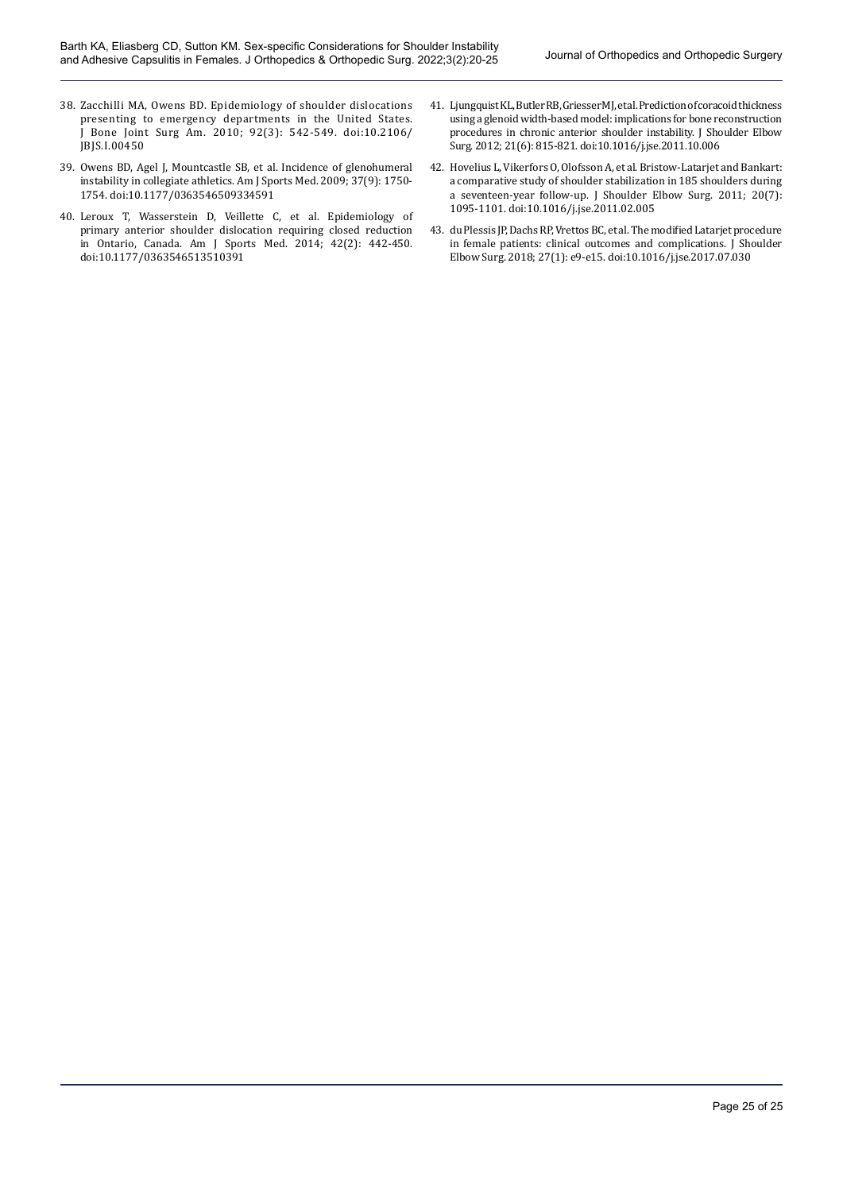38. Zacchilli MA, Owens BD. Epidemiology of shoulder dislocations presenting to emergency departments in the United States. J Bone Joint Surg Am. 2010; 92(3): 542-549. doi:10.2106/JBJS.I.00450

39. Owens BD, Agel J, Mountcastle SB, et al. Incidence of glenohumeral instability in collegiate athletics. Am J Sports Med. 2009; 37(9): 1750-1754. doi:10.1177/0363546509334591

40. Leroux T, Wasserstein D, Veillette C, et al. Epidemiology of primary anterior shoulder dislocation requiring closed reduction in Ontario, Canada. Am J Sports Med. 2014; 42(2): 442-450. doi:10.1177/0363546513510391

41. Ljungquist KL, Butler RB, Griesser MJ, et al. Prediction of coracoid thickness using a glenoid width-based model: implications for bone reconstruction procedures in chronic anterior shoulder instability. J Shoulder Elbow Surg. 2012; 21(6): 815-821. doi:10.1016/j.jse.2011.10.006

42. Hovelius L, Vikerfors O, Olofsson A, et al. Bristow-Latarjet and Bankart: a comparative study of shoulder stabilization in 185 shoulders during a seventeen-year follow-up. J Shoulder Elbow Surg. 2011; 20(7): 1095-1101. doi:10.1016/j.jse.2011.02.005

43. du Plessis JP, Dachs RP, Vrettos BC, et al. The modified Latarjet procedure in female patients: clinical outcomes and complications. J Shoulder Elbow Surg. 2018; 27(1): e9-e15. doi:10.1016/j.jse.2017.07.030